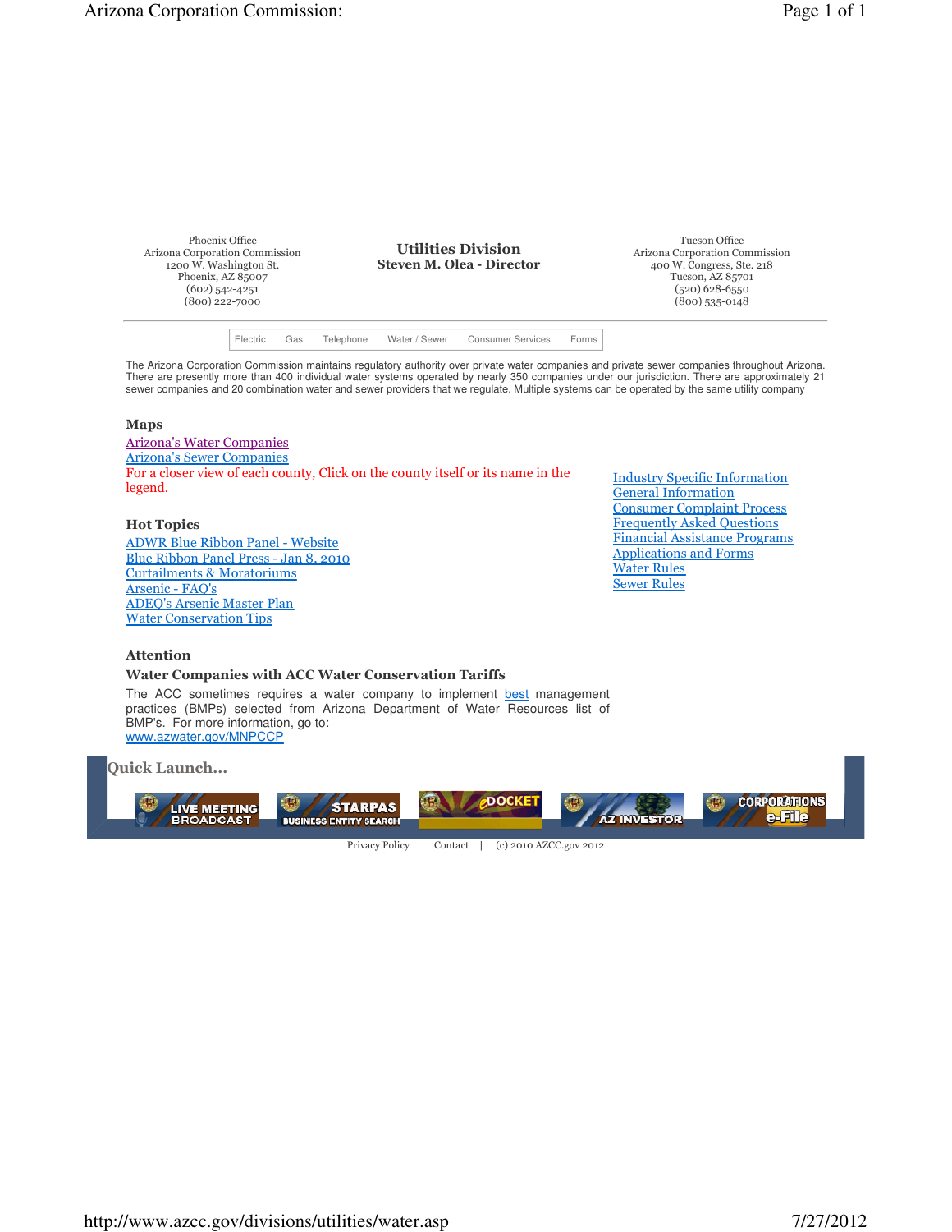Phoenix Office
Arizona Corporation Commission
1200 W. Washington St.
Phoenix, AZ 85007
(602) 542-4251
(800) 222-7000

**Utilities Division**
**Steven M. Olea - Director**

Tucson Office
Arizona Corporation Commission
400 W. Congress, Ste. 218
Tucson, AZ 85701
(520) 628-6550
(800) 535-0148

Electric | Gas | Telephone | Water / Sewer | Consumer Services | Forms

The Arizona Corporation Commission maintains regulatory authority over private water companies and private sewer companies throughout Arizona. There are presently more than 400 individual water systems operated by nearly 350 companies under our jurisdiction. There are approximately 21 sewer companies and 20 combination water and sewer providers that we regulate. Multiple systems can be operated by the same utility company

### Maps

Arizona's Water Companies
Arizona's Sewer Companies
For a closer view of each county, Click on the county itself or its name in the legend.

### Hot Topics

ADWR Blue Ribbon Panel - Website
Blue Ribbon Panel Press - Jan 8, 2010
Curtailments & Moratoriums
Arsenic - FAQ's
ADEQ's Arsenic Master Plan
Water Conservation Tips

Industry Specific Information
General Information
Consumer Complaint Process
Frequently Asked Questions
Financial Assistance Programs
Applications and Forms
Water Rules
Sewer Rules

### Attention

**Water Companies with ACC Water Conservation Tariffs**

The ACC sometimes requires a water company to implement best management practices (BMPs) selected from Arizona Department of Water Resources list of BMP's. For more information, go to:
www.azwater.gov/MNPCCP

### Quick Launch...

LIVE MEETING BROADCAST | STARPAS BUSINESS ENTITY SEARCH | eDOCKET | AZ INVESTOR | CORPORATIONS e-File

Privacy Policy | Contact | (c) 2010 AZCC.gov 2012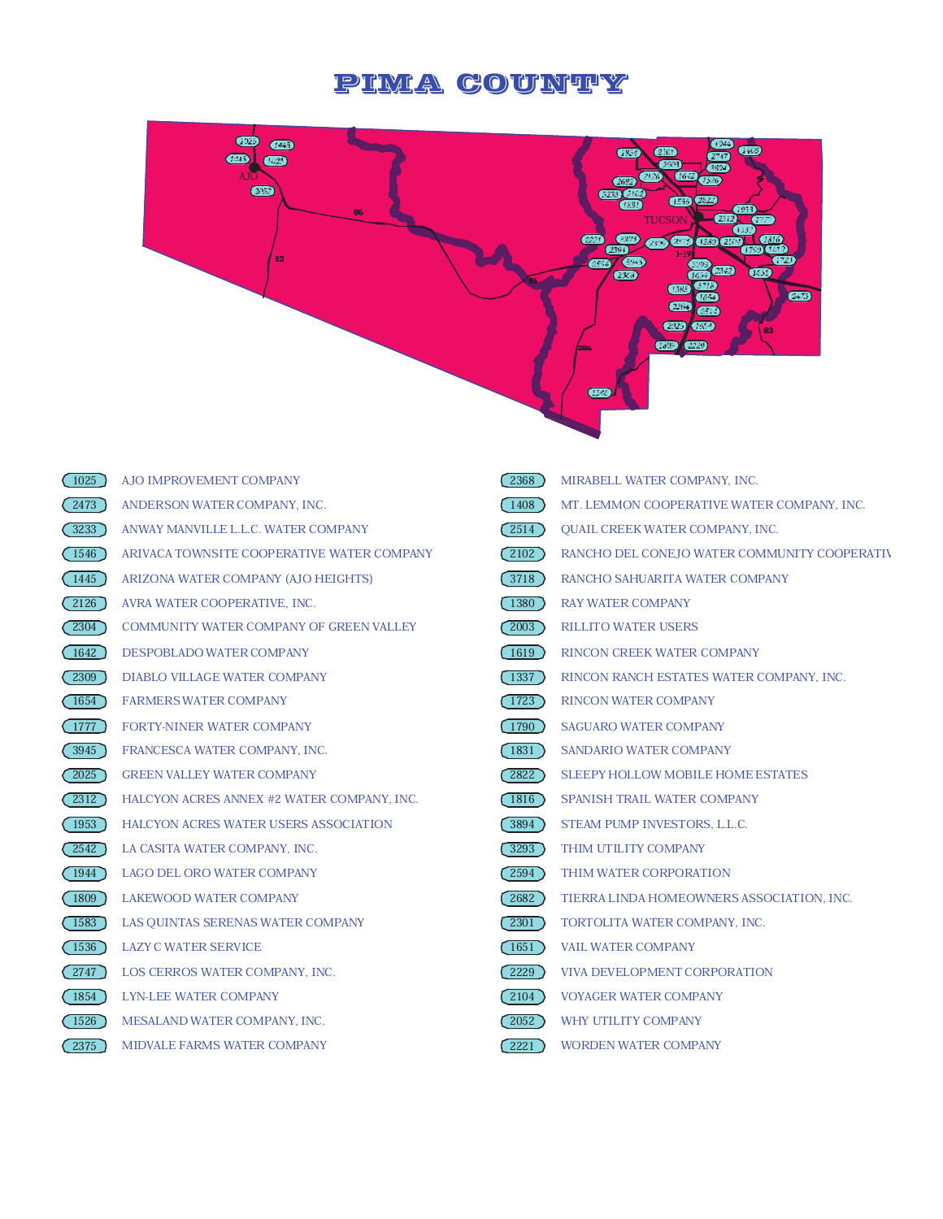# PIMA COUNTY

| | | | |
|---|---|---|---|
| 1025 | AJO IMPROVEMENT COMPANY | 2368 | MIRABELL WATER COMPANY, INC. |
| 2473 | ANDERSON WATER COMPANY, INC. | 1408 | MT. LEMMON COOPERATIVE WATER COMPANY, INC. |
| 3233 | ANWAY MANVILLE L.L.C. WATER COMPANY | 2514 | QUAIL CREEK WATER COMPANY, INC. |
| 1546 | ARIVACA TOWNSITE COOPERATIVE WATER COMPANY | 2102 | RANCHO DEL CONEJO WATER COMMUNITY COOPERATIV |
| 1445 | ARIZONA WATER COMPANY (AJO HEIGHTS) | 3718 | RANCHO SAHUARITA WATER COMPANY |
| 2126 | AVRA WATER COOPERATIVE, INC. | 1380 | RAY WATER COMPANY |
| 2304 | COMMUNITY WATER COMPANY OF GREEN VALLEY | 2003 | RILLITO WATER USERS |
| 1642 | DESPOBLADO WATER COMPANY | 1619 | RINCON CREEK WATER COMPANY |
| 2309 | DIABLO VILLAGE WATER COMPANY | 1337 | RINCON RANCH ESTATES WATER COMPANY, INC. |
| 1654 | FARMERS WATER COMPANY | 1723 | RINCON WATER COMPANY |
| 1777 | FORTY-NINER WATER COMPANY | 1790 | SAGUARO WATER COMPANY |
| 3945 | FRANCESCA WATER COMPANY, INC. | 1831 | SANDARIO WATER COMPANY |
| 2025 | GREEN VALLEY WATER COMPANY | 2822 | SLEEPY HOLLOW MOBILE HOME ESTATES |
| 2312 | HALCYON ACRES ANNEX #2 WATER COMPANY, INC. | 1816 | SPANISH TRAIL WATER COMPANY |
| 1953 | HALCYON ACRES WATER USERS ASSOCIATION | 3894 | STEAM PUMP INVESTORS, L.L.C. |
| 2542 | LA CASITA WATER COMPANY, INC. | 3293 | THIM UTILITY COMPANY |
| 1944 | LAGO DEL ORO WATER COMPANY | 2594 | THIM WATER CORPORATION |
| 1809 | LAKEWOOD WATER COMPANY | 2682 | TIERRA LINDA HOMEOWNERS ASSOCIATION, INC. |
| 1583 | LAS QUINTAS SERENAS WATER COMPANY | 2301 | TORTOLITA WATER COMPANY, INC. |
| 1536 | LAZY C WATER SERVICE | 1651 | VAIL WATER COMPANY |
| 2747 | LOS CERROS WATER COMPANY, INC. | 2229 | VIVA DEVELOPMENT CORPORATION |
| 1854 | LYN-LEE WATER COMPANY | 2104 | VOYAGER WATER COMPANY |
| 1526 | MESALAND WATER COMPANY, INC. | 2052 | WHY UTILITY COMPANY |
| 2375 | MIDVALE FARMS WATER COMPANY | 2221 | WORDEN WATER COMPANY |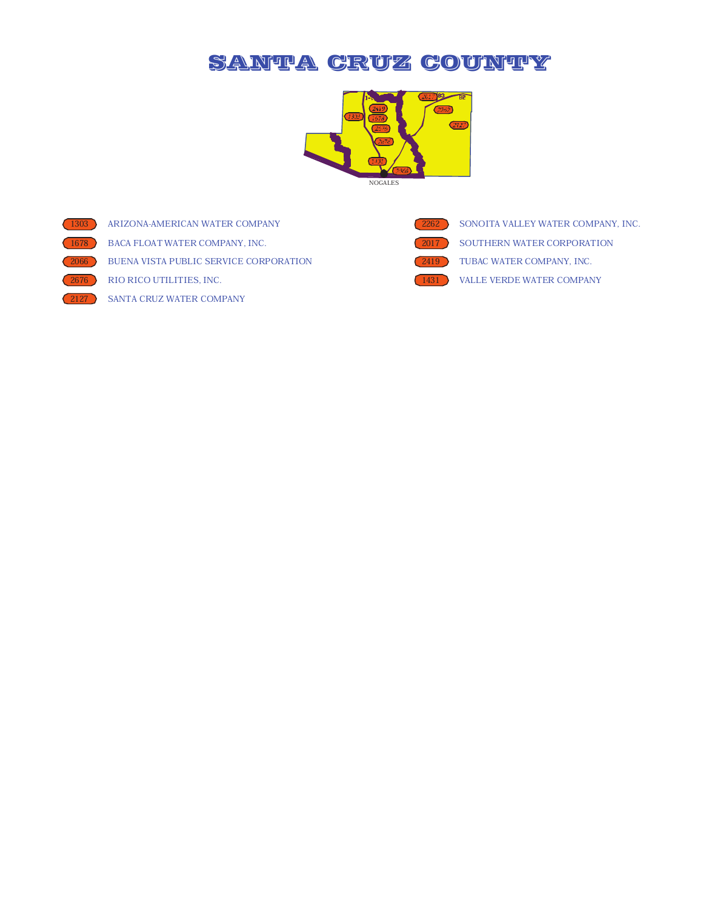# SANTA CRUZ COUNTY

NOGALES

- 1303 ARIZONA-AMERICAN WATER COMPANY
- 1678 BACA FLOAT WATER COMPANY, INC.
- 2066 BUENA VISTA PUBLIC SERVICE CORPORATION
- 2676 RIO RICO UTILITIES, INC.
- 2127 SANTA CRUZ WATER COMPANY
- 2262 SONOITA VALLEY WATER COMPANY, INC.
- 2017 SOUTHERN WATER CORPORATION
- 2419 TUBAC WATER COMPANY, INC.
- 1431 VALLE VERDE WATER COMPANY